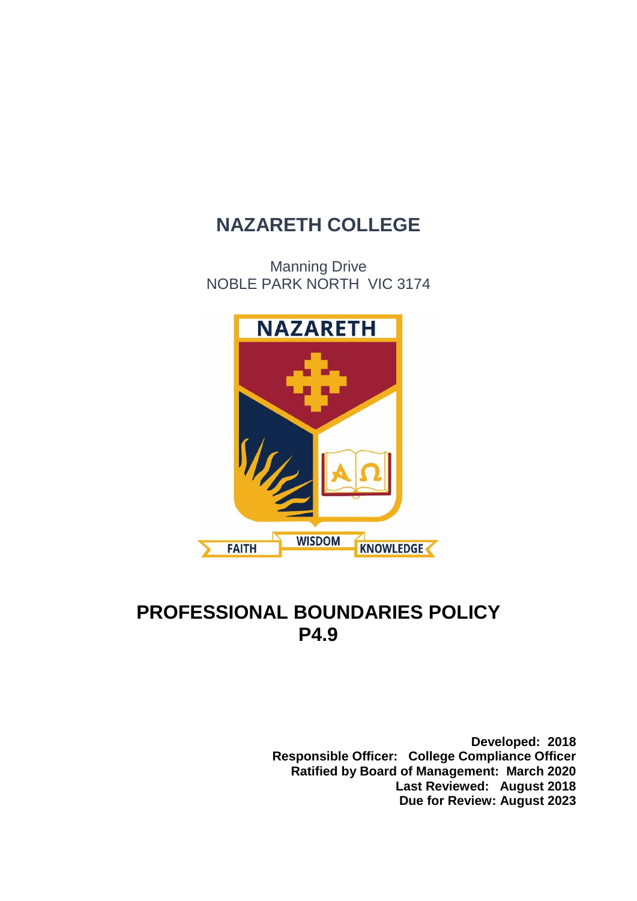# NAZARETH COLLEGE

Manning Drive
NOBLE PARK NORTH VIC 3174

# PROFESSIONAL BOUNDARIES POLICY
# P4.9

**Developed: 2018**
**Responsible Officer: College Compliance Officer**
**Ratified by Board of Management: March 2020**
**Last Reviewed: August 2018**
**Due for Review: August 2023**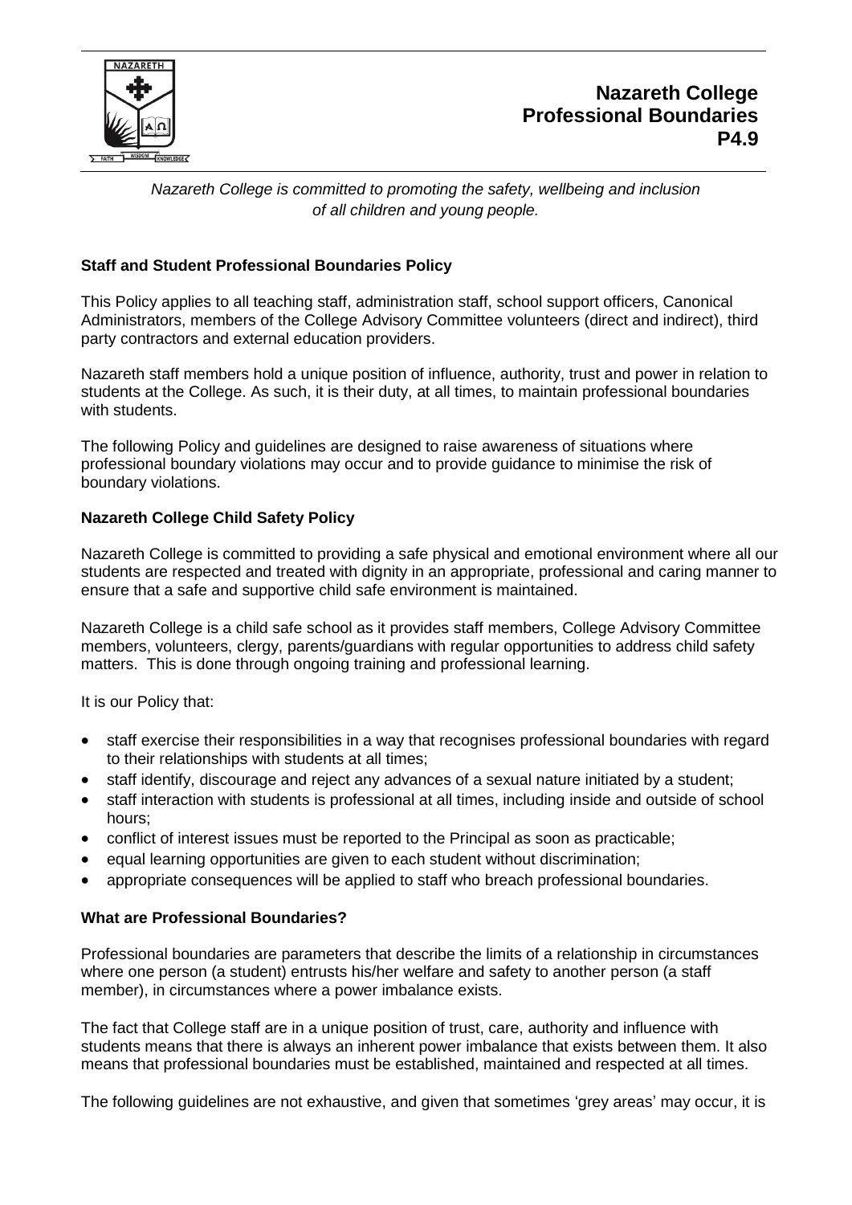# Nazareth College Professional Boundaries P4.9

*Nazareth College is committed to promoting the safety, wellbeing and inclusion of all children and young people.*

**Staff and Student Professional Boundaries Policy**

This Policy applies to all teaching staff, administration staff, school support officers, Canonical Administrators, members of the College Advisory Committee volunteers (direct and indirect), third party contractors and external education providers.

Nazareth staff members hold a unique position of influence, authority, trust and power in relation to students at the College. As such, it is their duty, at all times, to maintain professional boundaries with students.

The following Policy and guidelines are designed to raise awareness of situations where professional boundary violations may occur and to provide guidance to minimise the risk of boundary violations.

**Nazareth College Child Safety Policy**

Nazareth College is committed to providing a safe physical and emotional environment where all our students are respected and treated with dignity in an appropriate, professional and caring manner to ensure that a safe and supportive child safe environment is maintained.

Nazareth College is a child safe school as it provides staff members, College Advisory Committee members, volunteers, clergy, parents/guardians with regular opportunities to address child safety matters. This is done through ongoing training and professional learning.

It is our Policy that:

- staff exercise their responsibilities in a way that recognises professional boundaries with regard to their relationships with students at all times;
- staff identify, discourage and reject any advances of a sexual nature initiated by a student;
- staff interaction with students is professional at all times, including inside and outside of school hours;
- conflict of interest issues must be reported to the Principal as soon as practicable;
- equal learning opportunities are given to each student without discrimination;
- appropriate consequences will be applied to staff who breach professional boundaries.

**What are Professional Boundaries?**

Professional boundaries are parameters that describe the limits of a relationship in circumstances where one person (a student) entrusts his/her welfare and safety to another person (a staff member), in circumstances where a power imbalance exists.

The fact that College staff are in a unique position of trust, care, authority and influence with students means that there is always an inherent power imbalance that exists between them. It also means that professional boundaries must be established, maintained and respected at all times.

The following guidelines are not exhaustive, and given that sometimes 'grey areas' may occur, it is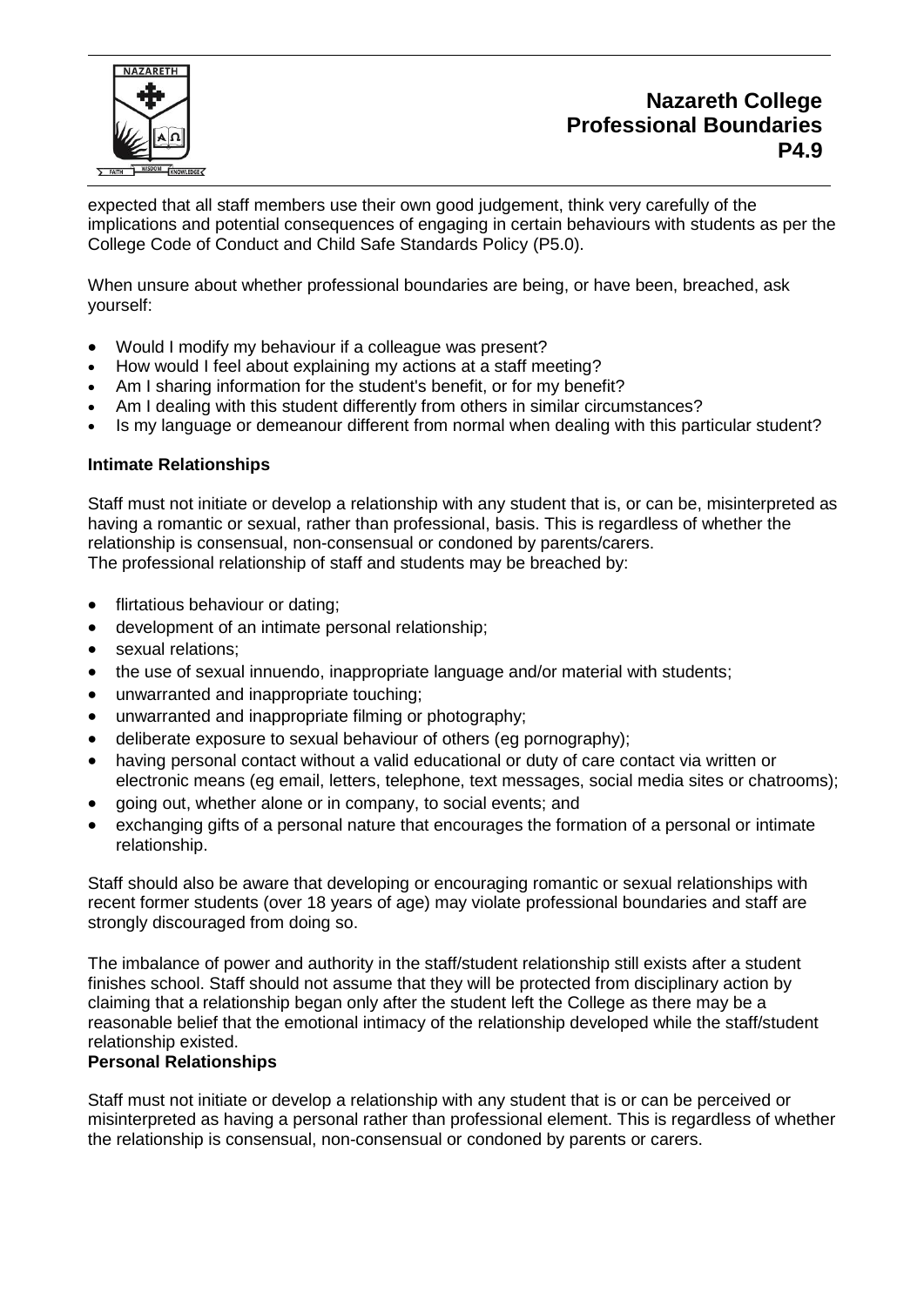expected that all staff members use their own good judgement, think very carefully of the implications and potential consequences of engaging in certain behaviours with students as per the College Code of Conduct and Child Safe Standards Policy (P5.0).

When unsure about whether professional boundaries are being, or have been, breached, ask yourself:

- Would I modify my behaviour if a colleague was present?
- How would I feel about explaining my actions at a staff meeting?
- Am I sharing information for the student's benefit, or for my benefit?
- Am I dealing with this student differently from others in similar circumstances?
- Is my language or demeanour different from normal when dealing with this particular student?

**Intimate Relationships**

Staff must not initiate or develop a relationship with any student that is, or can be, misinterpreted as having a romantic or sexual, rather than professional, basis. This is regardless of whether the relationship is consensual, non-consensual or condoned by parents/carers.
The professional relationship of staff and students may be breached by:

- flirtatious behaviour or dating;
- development of an intimate personal relationship;
- sexual relations;
- the use of sexual innuendo, inappropriate language and/or material with students;
- unwarranted and inappropriate touching;
- unwarranted and inappropriate filming or photography;
- deliberate exposure to sexual behaviour of others (eg pornography);
- having personal contact without a valid educational or duty of care contact via written or electronic means (eg email, letters, telephone, text messages, social media sites or chatrooms);
- going out, whether alone or in company, to social events; and
- exchanging gifts of a personal nature that encourages the formation of a personal or intimate relationship.

Staff should also be aware that developing or encouraging romantic or sexual relationships with recent former students (over 18 years of age) may violate professional boundaries and staff are strongly discouraged from doing so.

The imbalance of power and authority in the staff/student relationship still exists after a student finishes school. Staff should not assume that they will be protected from disciplinary action by claiming that a relationship began only after the student left the College as there may be a reasonable belief that the emotional intimacy of the relationship developed while the staff/student relationship existed.

**Personal Relationships**

Staff must not initiate or develop a relationship with any student that is or can be perceived or misinterpreted as having a personal rather than professional element. This is regardless of whether the relationship is consensual, non-consensual or condoned by parents or carers.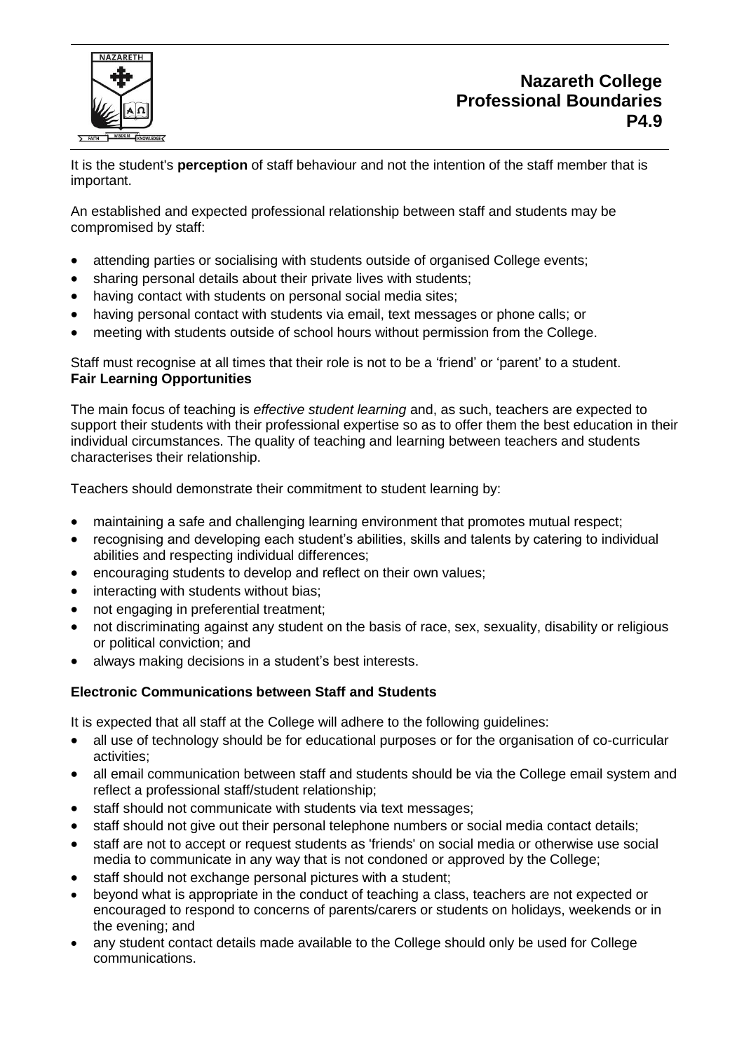It is the student's **perception** of staff behaviour and not the intention of the staff member that is important.

An established and expected professional relationship between staff and students may be compromised by staff:

- attending parties or socialising with students outside of organised College events;
- sharing personal details about their private lives with students;
- having contact with students on personal social media sites;
- having personal contact with students via email, text messages or phone calls; or
- meeting with students outside of school hours without permission from the College.

Staff must recognise at all times that their role is not to be a 'friend' or 'parent' to a student.

**Fair Learning Opportunities**

The main focus of teaching is *effective student learning* and, as such, teachers are expected to support their students with their professional expertise so as to offer them the best education in their individual circumstances. The quality of teaching and learning between teachers and students characterises their relationship.

Teachers should demonstrate their commitment to student learning by:

- maintaining a safe and challenging learning environment that promotes mutual respect;
- recognising and developing each student's abilities, skills and talents by catering to individual abilities and respecting individual differences;
- encouraging students to develop and reflect on their own values;
- interacting with students without bias;
- not engaging in preferential treatment;
- not discriminating against any student on the basis of race, sex, sexuality, disability or religious or political conviction; and
- always making decisions in a student's best interests.

**Electronic Communications between Staff and Students**

It is expected that all staff at the College will adhere to the following guidelines:

- all use of technology should be for educational purposes or for the organisation of co-curricular activities;
- all email communication between staff and students should be via the College email system and reflect a professional staff/student relationship;
- staff should not communicate with students via text messages;
- staff should not give out their personal telephone numbers or social media contact details;
- staff are not to accept or request students as 'friends' on social media or otherwise use social media to communicate in any way that is not condoned or approved by the College;
- staff should not exchange personal pictures with a student;
- beyond what is appropriate in the conduct of teaching a class, teachers are not expected or encouraged to respond to concerns of parents/carers or students on holidays, weekends or in the evening; and
- any student contact details made available to the College should only be used for College communications.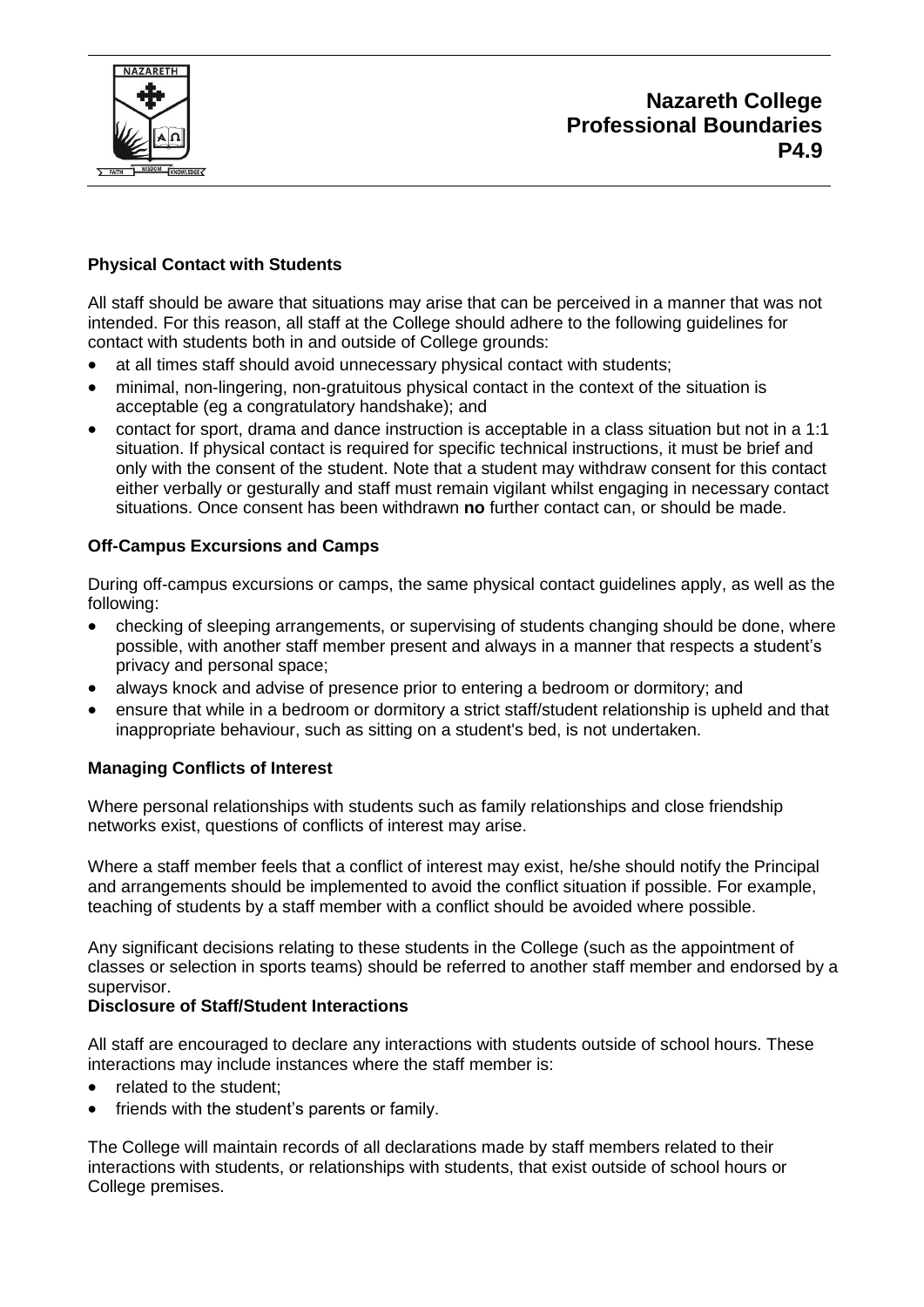## Physical Contact with Students

All staff should be aware that situations may arise that can be perceived in a manner that was not intended. For this reason, all staff at the College should adhere to the following guidelines for contact with students both in and outside of College grounds:

- at all times staff should avoid unnecessary physical contact with students;
- minimal, non-lingering, non-gratuitous physical contact in the context of the situation is acceptable (eg a congratulatory handshake); and
- contact for sport, drama and dance instruction is acceptable in a class situation but not in a 1:1 situation. If physical contact is required for specific technical instructions, it must be brief and only with the consent of the student. Note that a student may withdraw consent for this contact either verbally or gesturally and staff must remain vigilant whilst engaging in necessary contact situations. Once consent has been withdrawn **no** further contact can, or should be made.

## Off-Campus Excursions and Camps

During off-campus excursions or camps, the same physical contact guidelines apply, as well as the following:

- checking of sleeping arrangements, or supervising of students changing should be done, where possible, with another staff member present and always in a manner that respects a student's privacy and personal space;
- always knock and advise of presence prior to entering a bedroom or dormitory; and
- ensure that while in a bedroom or dormitory a strict staff/student relationship is upheld and that inappropriate behaviour, such as sitting on a student's bed, is not undertaken.

## Managing Conflicts of Interest

Where personal relationships with students such as family relationships and close friendship networks exist, questions of conflicts of interest may arise.

Where a staff member feels that a conflict of interest may exist, he/she should notify the Principal and arrangements should be implemented to avoid the conflict situation if possible. For example, teaching of students by a staff member with a conflict should be avoided where possible.

Any significant decisions relating to these students in the College (such as the appointment of classes or selection in sports teams) should be referred to another staff member and endorsed by a supervisor.

## Disclosure of Staff/Student Interactions

All staff are encouraged to declare any interactions with students outside of school hours. These interactions may include instances where the staff member is:

- related to the student;
- friends with the student's parents or family.

The College will maintain records of all declarations made by staff members related to their interactions with students, or relationships with students, that exist outside of school hours or College premises.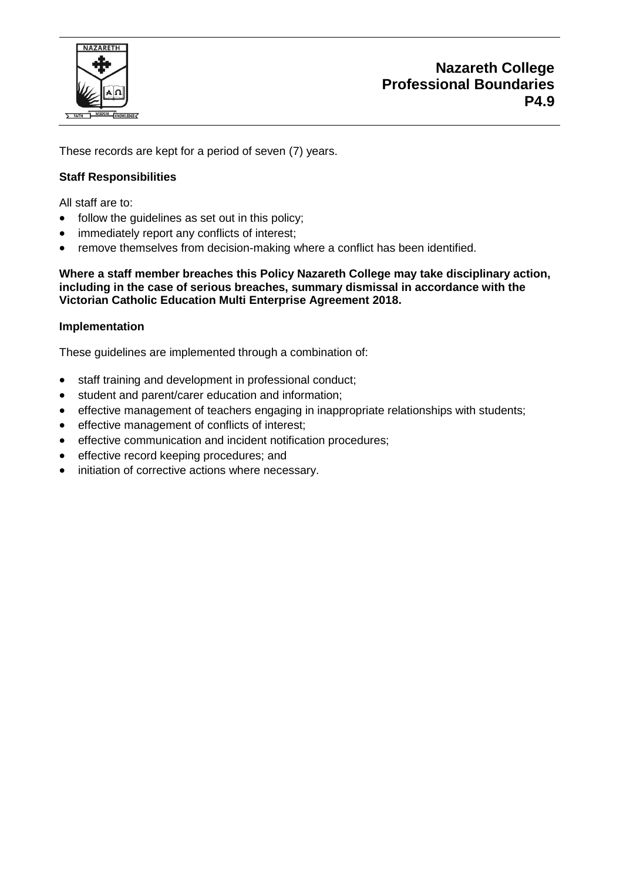These records are kept for a period of seven (7) years.

**Staff Responsibilities**

All staff are to:

- follow the guidelines as set out in this policy;
- immediately report any conflicts of interest;
- remove themselves from decision-making where a conflict has been identified.

**Where a staff member breaches this Policy Nazareth College may take disciplinary action, including in the case of serious breaches, summary dismissal in accordance with the Victorian Catholic Education Multi Enterprise Agreement 2018.**

**Implementation**

These guidelines are implemented through a combination of:

- staff training and development in professional conduct;
- student and parent/carer education and information;
- effective management of teachers engaging in inappropriate relationships with students;
- effective management of conflicts of interest;
- effective communication and incident notification procedures;
- effective record keeping procedures; and
- initiation of corrective actions where necessary.